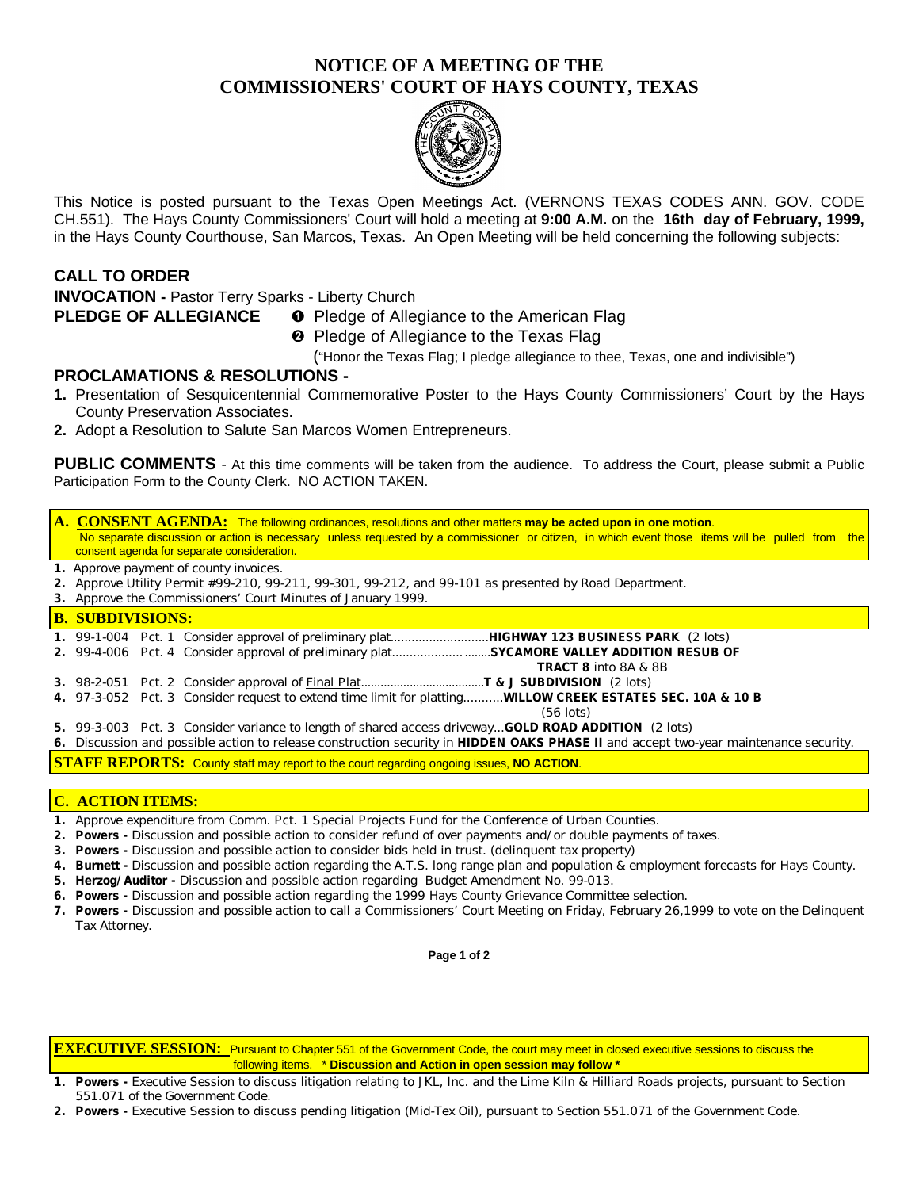# NOTICE OF A MEETING OF THE COMMISSIONERS' COURT OF HAYS COUNTY, TEXAS

This Notice is posted pursuant to the Texas Open Meetings Act. (VERNONS TEXAS CODES ANN. GOV. CODE CH.551). The Hays County Commissioners' Court will hold a meeting at **9:00 A.M.** on the **16th day of February, 1999,** in the Hays County Courthouse, San Marcos, Texas. An Open Meeting will be held concerning the following subjects:

## CALL TO ORDER

**INVOCATION -** Pastor Terry Sparks - Liberty Church

**PLEDGE OF ALLEGIANCE**
- ❶ Pledge of Allegiance to the American Flag
- ❷ Pledge of Allegiance to the Texas Flag

("Honor the Texas Flag; I pledge allegiance to thee, Texas, one and indivisible")

## PROCLAMATIONS & RESOLUTIONS -

1. Presentation of Sesquicentennial Commemorative Poster to the Hays County Commissioners' Court by the Hays County Preservation Associates.
2. Adopt a Resolution to Salute San Marcos Women Entrepreneurs.

**PUBLIC COMMENTS** - At this time comments will be taken from the audience. To address the Court, please submit a Public Participation Form to the County Clerk. NO ACTION TAKEN.

## A. CONSENT AGENDA:

The following ordinances, resolutions and other matters **may be acted upon in one motion**. No separate discussion or action is necessary unless requested by a commissioner or citizen, in which event those items will be pulled from the consent agenda for separate consideration.

1. Approve payment of county invoices.
2. Approve Utility Permit #99-210, 99-211, 99-301, 99-212, and 99-101 as presented by Road Department.
3. Approve the Commissioners' Court Minutes of January 1999.

## B. SUBDIVISIONS:

1. 99-1-004 Pct. 1 Consider approval of preliminary plat............................**HIGHWAY 123 BUSINESS PARK** (2 lots)
2. 99-4-006 Pct. 4 Consider approval of preliminary plat...........................**SYCAMORE VALLEY ADDITION RESUB OF TRACT 8** into 8A & 8B
3. 98-2-051 Pct. 2 Consider approval of Final Plat.....................................**T & J SUBDIVISION** (2 lots)
4. 97-3-052 Pct. 3 Consider request to extend time limit for platting...........**WILLOW CREEK ESTATES SEC. 10A & 10 B** (56 lots)
5. 99-3-003 Pct. 3 Consider variance to length of shared access driveway...**GOLD ROAD ADDITION** (2 lots)
6. Discussion and possible action to release construction security in **HIDDEN OAKS PHASE II** and accept two-year maintenance security.

**STAFF REPORTS:** County staff may report to the court regarding ongoing issues, **NO ACTION**.

## C. ACTION ITEMS:

1. Approve expenditure from Comm. Pct. 1 Special Projects Fund for the Conference of Urban Counties.
2. **Powers -** Discussion and possible action to consider refund of over payments and/or double payments of taxes.
3. **Powers -** Discussion and possible action to consider bids held in trust. (delinquent tax property)
4. **Burnett -** Discussion and possible action regarding the A.T.S. long range plan and population & employment forecasts for Hays County.
5. **Herzog/Auditor -** Discussion and possible action regarding Budget Amendment No. 99-013.
6. **Powers -** Discussion and possible action regarding the 1999 Hays County Grievance Committee selection.
7. **Powers -** Discussion and possible action to call a Commissioners' Court Meeting on Friday, February 26,1999 to vote on the Delinquent Tax Attorney.

## EXECUTIVE SESSION:

Pursuant to Chapter 551 of the Government Code, the court may meet in closed executive sessions to discuss the following items. * **Discussion and Action in open session may follow** *

1. **Powers -** Executive Session to discuss litigation relating to JKL, Inc. and the Lime Kiln & Hilliard Roads projects, pursuant to Section 551.071 of the Government Code.
2. **Powers -** Executive Session to discuss pending litigation (Mid-Tex Oil), pursuant to Section 551.071 of the Government Code.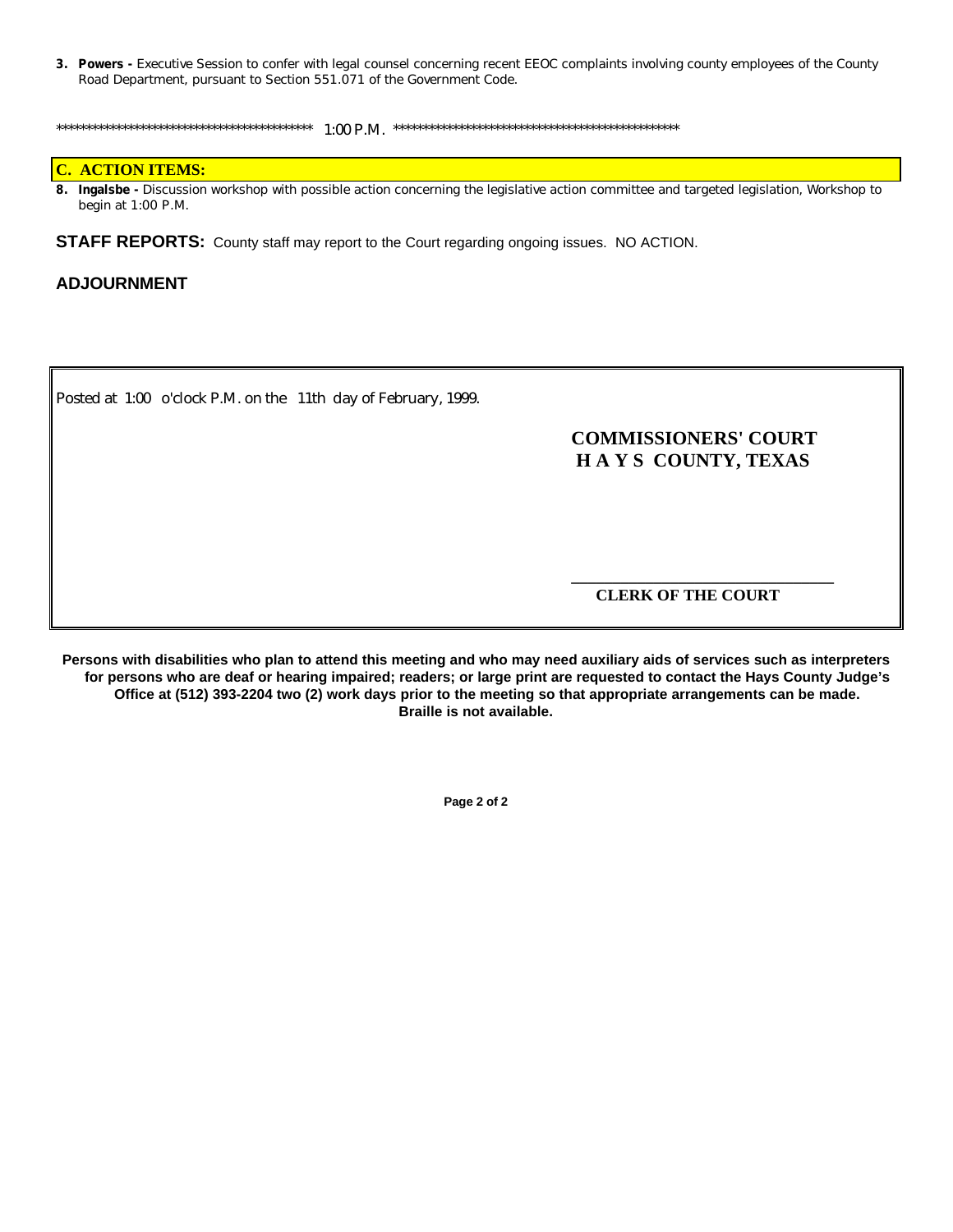**3. Powers -** Executive Session to confer with legal counsel concerning recent EEOC complaints involving county employees of the County Road Department, pursuant to Section 551.071 of the Government Code.

******************************************** 1:00 P.M. ************************************************

## C. ACTION ITEMS:

**8. Ingalsbe -** Discussion workshop with possible action concerning the legislative action committee and targeted legislation, Workshop to begin at 1:00 P.M.

**STAFF REPORTS:** County staff may report to the Court regarding ongoing issues. NO ACTION.

## ADJOURNMENT

Posted at 1:00 o'clock P.M. on the 11th day of February, 1999.

**COMMISSIONERS' COURT**
**H A Y S COUNTY, TEXAS**

______________________________

**CLERK OF THE COURT**

**Persons with disabilities who plan to attend this meeting and who may need auxiliary aids of services such as interpreters for persons who are deaf or hearing impaired; readers; or large print are requested to contact the Hays County Judge's Office at (512) 393-2204 two (2) work days prior to the meeting so that appropriate arrangements can be made. Braille is not available.**